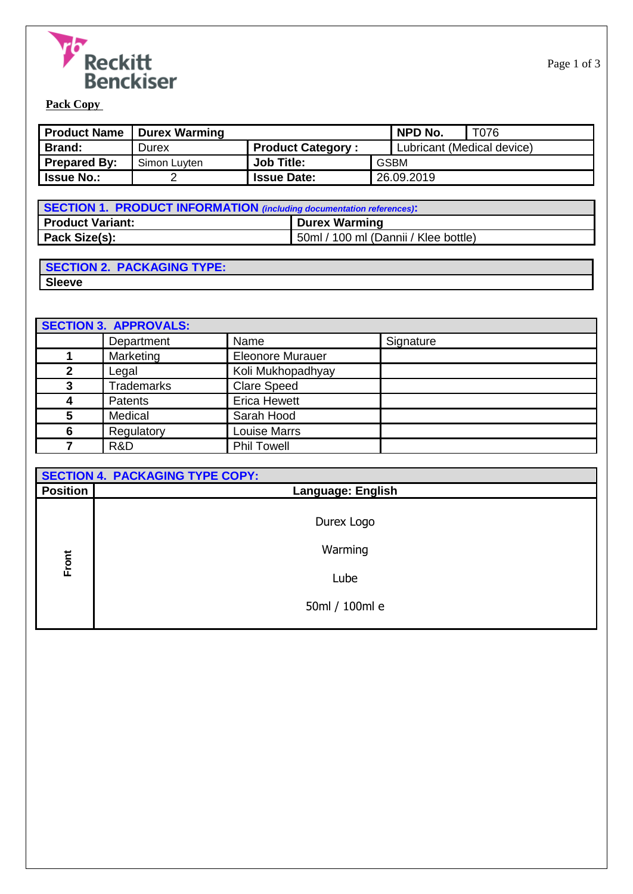Reckitt Benckiser

**Pack Copy**

| **Product Name** | **Durex Warming** | | | **NPD No.** | T076 |
|---|---|---|---|---|---|
| **Brand:** | Durex | **Product Category :** | | Lubricant (Medical device) | |
| **Prepared By:** | Simon Luyten | **Job Title:** | GSBM | | |
| **Issue No.:** | 2 | **Issue Date:** | 26.09.2019 | | |

| **SECTION 1. PRODUCT INFORMATION** *(including documentation references)*: | |
|---|---|
| **Product Variant:** | **Durex Warming** |
| **Pack Size(s):** | 50ml / 100 ml (Dannii / Klee bottle) |

| **SECTION 2. PACKAGING TYPE:** |
|---|
| **Sleeve** |

| **SECTION 3. APPROVALS:** | | | |
|---|---|---|---|
| | Department | Name | Signature |
| **1** | Marketing | Eleonore Murauer | |
| **2** | Legal | Koli Mukhopadhyay | |
| **3** | Trademarks | Clare Speed | |
| **4** | Patents | Erica Hewett | |
| **5** | Medical | Sarah Hood | |
| **6** | Regulatory | Louise Marrs | |
| **7** | R&D | Phil Towell | |

| **SECTION 4. PACKAGING TYPE COPY:** | |
|---|---|
| **Position** | **Language: English** |
| **Front** | Durex Logo<br><br>Warming<br><br>Lube<br><br>50ml / 100ml e |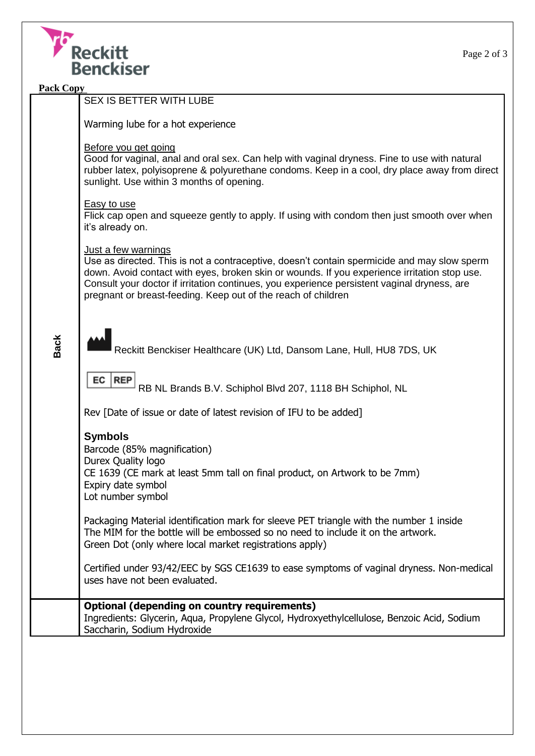**Pack Copy**

| | |
|---|---|
| **Back** | SEX IS BETTER WITH LUBE<br><br>Warming lube for a hot experience<br><br><u>Before you get going</u><br>Good for vaginal, anal and oral sex. Can help with vaginal dryness. Fine to use with natural rubber latex, polyisoprene & polyurethane condoms. Keep in a cool, dry place away from direct sunlight. Use within 3 months of opening.<br><br><u>Easy to use</u><br>Flick cap open and squeeze gently to apply. If using with condom then just smooth over when it's already on.<br><br><u>Just a few warnings</u><br>Use as directed. This is not a contraceptive, doesn't contain spermicide and may slow sperm down. Avoid contact with eyes, broken skin or wounds. If you experience irritation stop use. Consult your doctor if irritation continues, you experience persistent vaginal dryness, are pregnant or breast-feeding. Keep out of the reach of children<br><br>Reckitt Benckiser Healthcare (UK) Ltd, Dansom Lane, Hull, HU8 7DS, UK<br><br>EC REP RB NL Brands B.V. Schiphol Blvd 207, 1118 BH Schiphol, NL<br><br>Rev [Date of issue or date of latest revision of IFU to be added]<br><br>**Symbols**<br>Barcode (85% magnification)<br>Durex Quality logo<br>CE 1639 (CE mark at least 5mm tall on final product, on Artwork to be 7mm)<br>Expiry date symbol<br>Lot number symbol<br><br>Packaging Material identification mark for sleeve PET triangle with the number 1 inside<br>The MIM for the bottle will be embossed so no need to include it on the artwork.<br>Green Dot (only where local market registrations apply)<br><br>Certified under 93/42/EEC by SGS CE1639 to ease symptoms of vaginal dryness. Non-medical uses have not been evaluated. |
| | **Optional (depending on country requirements)**<br>Ingredients: Glycerin, Aqua, Propylene Glycol, Hydroxyethylcellulose, Benzoic Acid, Sodium Saccharin, Sodium Hydroxide |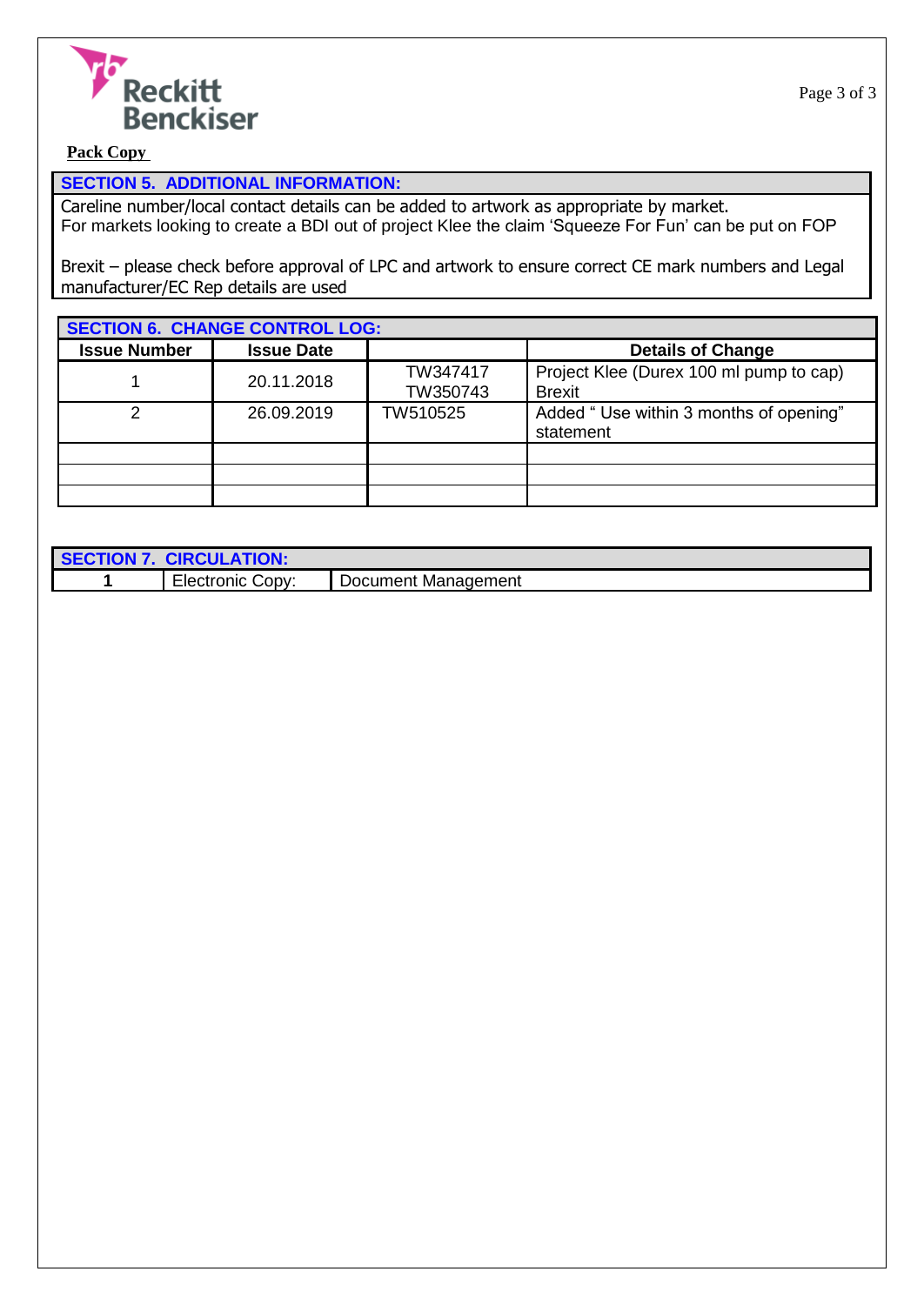**Pack Copy**

## SECTION 5. ADDITIONAL INFORMATION:

Careline number/local contact details can be added to artwork as appropriate by market.
For markets looking to create a BDI out of project Klee the claim 'Squeeze For Fun' can be put on FOP

Brexit – please check before approval of LPC and artwork to ensure correct CE mark numbers and Legal manufacturer/EC Rep details are used

## SECTION 6. CHANGE CONTROL LOG:

| Issue Number | Issue Date | | Details of Change |
|---|---|---|---|
| 1 | 20.11.2018 | TW347417 TW350743 | Project Klee (Durex 100 ml pump to cap) Brexit |
| 2 | 26.09.2019 | TW510525 | Added " Use within 3 months of opening" statement |
| | | | |
| | | | |
| | | | |

## SECTION 7. CIRCULATION:

| | | |
|---|---|---|
| **1** | Electronic Copy: | Document Management |